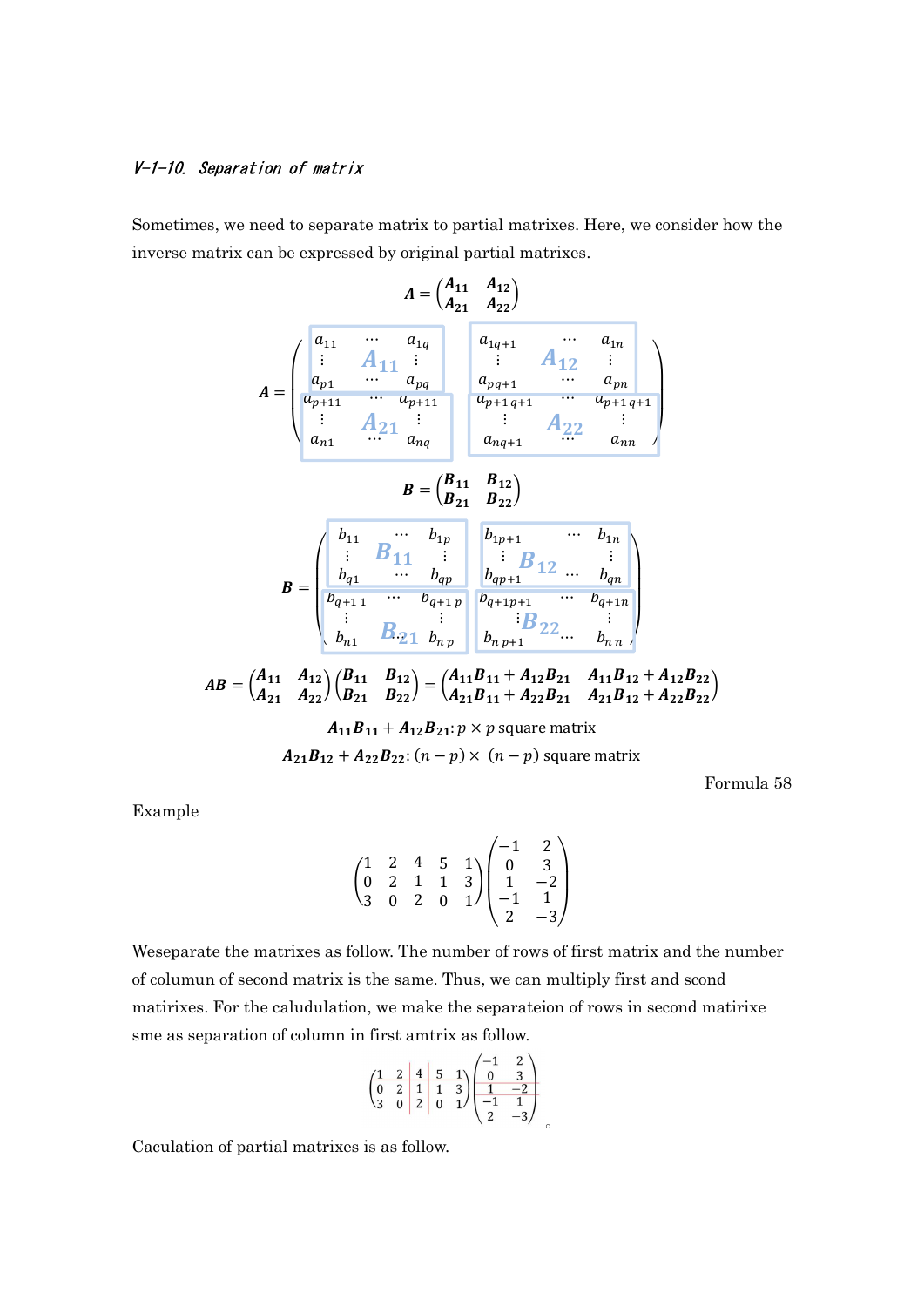### V-1-10. Separation of matrix

Sometimes, we need to separate matrix to partial matrixes. Here, we consider how the inverse matrix can be expressed by original partial matrixes.

$$\boldsymbol{A} = \begin{pmatrix} \boldsymbol{A_{11}} & \boldsymbol{A_{12}} \\ \boldsymbol{A_{21}} & \boldsymbol{A_{22}} \end{pmatrix}$$

$$\boldsymbol{A} = \left( \begin{array}{ccc|ccc} a_{11} & \cdots & a_{1q} & a_{1q+1} & \cdots & a_{1n} \\ \vdots & \boldsymbol{A_{11}} & \vdots & \vdots & \boldsymbol{A_{12}} & \vdots \\ a_{p1} & \cdots & a_{pq} & a_{pq+1} & \cdots & a_{pn} \\ \hline a_{p+11} & \cdots & a_{p+11} & a_{p+1\,q+1} & \cdots & a_{p+1\,q+1} \\ \vdots & \boldsymbol{A_{21}} & \vdots & \vdots & \boldsymbol{A_{22}} & \vdots \\ a_{n1} & \cdots & a_{nq} & a_{nq+1} & \cdots & a_{nn} \end{array} \right)$$

$$\boldsymbol{B} = \begin{pmatrix} \boldsymbol{B_{11}} & \boldsymbol{B_{12}} \\ \boldsymbol{B_{21}} & \boldsymbol{B_{22}} \end{pmatrix}$$

$$\boldsymbol{B} = \left( \begin{array}{ccc|ccc} b_{11} & \cdots & b_{1p} & b_{1p+1} & \cdots & b_{1n} \\ \vdots & \boldsymbol{B_{11}} & \vdots & \vdots & \boldsymbol{B_{12}} & \vdots \\ b_{q1} & \cdots & b_{qp} & b_{qp+1} & \cdots & b_{qn} \\ \hline b_{q+1\,1} & \cdots & b_{q+1\,p} & b_{q+1p+1} & \cdots & b_{q+1n} \\ \vdots & \boldsymbol{B_{21}} & \vdots & \vdots & \boldsymbol{B_{22}} & \vdots \\ b_{n1} & \cdots & b_{n\,p} & b_{n\,p+1} & \cdots & b_{n\,n} \end{array} \right)$$

$$\boldsymbol{AB} = \begin{pmatrix} \boldsymbol{A_{11}} & \boldsymbol{A_{12}} \\ \boldsymbol{A_{21}} & \boldsymbol{A_{22}} \end{pmatrix} \begin{pmatrix} \boldsymbol{B_{11}} & \boldsymbol{B_{12}} \\ \boldsymbol{B_{21}} & \boldsymbol{B_{22}} \end{pmatrix} = \begin{pmatrix} \boldsymbol{A_{11}B_{11}} + \boldsymbol{A_{12}B_{21}} & \boldsymbol{A_{11}B_{12}} + \boldsymbol{A_{12}B_{22}} \\ \boldsymbol{A_{21}B_{11}} + \boldsymbol{A_{22}B_{21}} & \boldsymbol{A_{21}B_{12}} + \boldsymbol{A_{22}B_{22}} \end{pmatrix}$$

$$\boldsymbol{A_{11}B_{11}} + \boldsymbol{A_{12}B_{21}} : p \times p \text{ square matrix}$$

$$\boldsymbol{A_{21}B_{12}} + \boldsymbol{A_{22}B_{22}} : (n-p) \times (n-p) \text{ square matrix}$$

Formula 58

Example

$$\begin{pmatrix} 1 & 2 & 4 & 5 & 1 \\ 0 & 2 & 1 & 1 & 3 \\ 3 & 0 & 2 & 0 & 1 \end{pmatrix} \begin{pmatrix} -1 & 2 \\ 0 & 3 \\ 1 & -2 \\ -1 & 1 \\ 2 & -3 \end{pmatrix}$$

Weseparate the matrixes as follow. The number of rows of first matrix and the number of columun of second matrix is the same. Thus, we can multiply first and scond matirixes. For the caludulation, we make the separateion of rows in second matirixe sme as separation of column in first amtrix as follow.

$$\left( \begin{array}{cc|c|cc} 1 & 2 & 4 & 5 & 1 \\ 0 & 2 & 1 & 1 & 3 \\ 3 & 0 & 2 & 0 & 1 \end{array} \right) \left( \begin{array}{cc} -1 & 2 \\ 0 & 3 \\ \hline 1 & -2 \\ \hline -1 & 1 \\ 2 & -3 \end{array} \right) 。$$

Caculation of partial matrixes is as follow.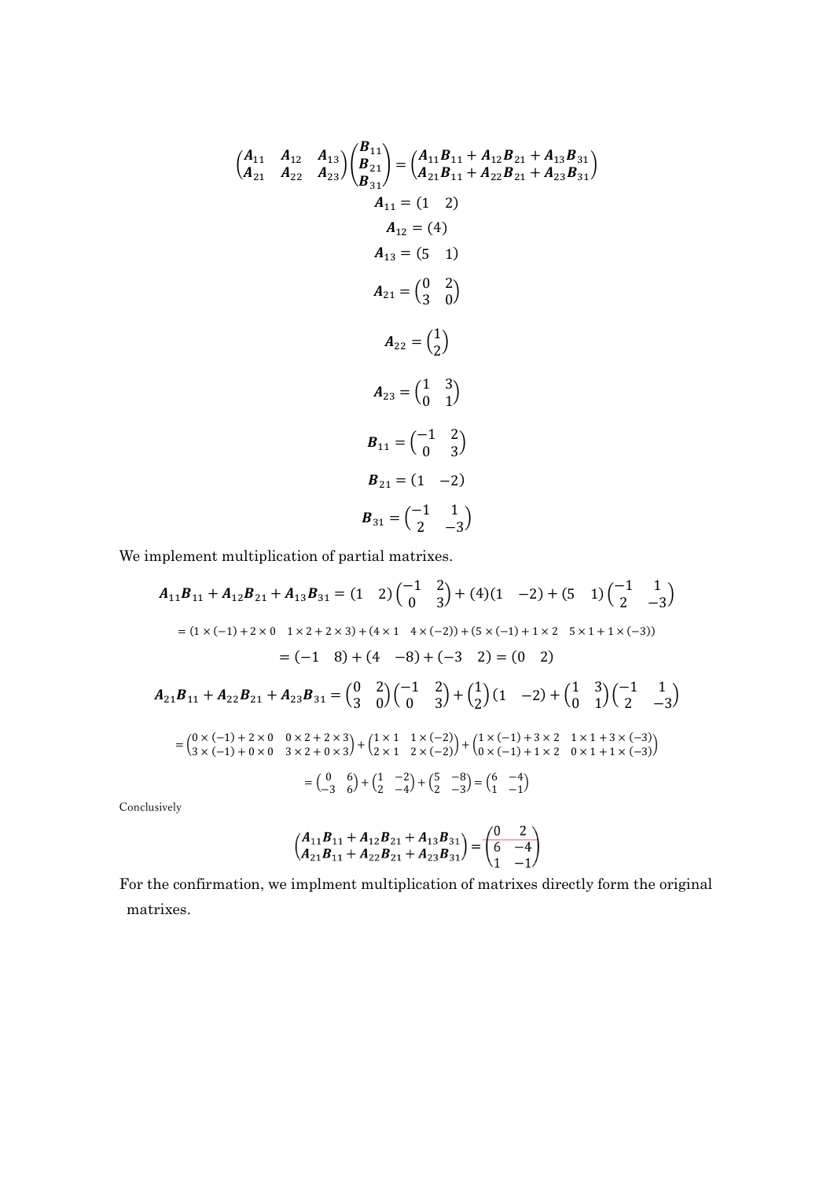$$\begin{pmatrix} \boldsymbol{A}_{11} & \boldsymbol{A}_{12} & \boldsymbol{A}_{13} \\ \boldsymbol{A}_{21} & \boldsymbol{A}_{22} & \boldsymbol{A}_{23} \end{pmatrix} \begin{pmatrix} \boldsymbol{B}_{11} \\ \boldsymbol{B}_{21} \\ \boldsymbol{B}_{31} \end{pmatrix} = \begin{pmatrix} \boldsymbol{A}_{11}\boldsymbol{B}_{11} + \boldsymbol{A}_{12}\boldsymbol{B}_{21} + \boldsymbol{A}_{13}\boldsymbol{B}_{31} \\ \boldsymbol{A}_{21}\boldsymbol{B}_{11} + \boldsymbol{A}_{22}\boldsymbol{B}_{21} + \boldsymbol{A}_{23}\boldsymbol{B}_{31} \end{pmatrix}$$

$$\boldsymbol{A}_{11} = \begin{pmatrix} 1 & 2 \end{pmatrix}$$

$$\boldsymbol{A}_{12} = \begin{pmatrix} 4 \end{pmatrix}$$

$$\boldsymbol{A}_{13} = \begin{pmatrix} 5 & 1 \end{pmatrix}$$

$$\boldsymbol{A}_{21} = \begin{pmatrix} 0 & 2 \\ 3 & 0 \end{pmatrix}$$

$$\boldsymbol{A}_{22} = \begin{pmatrix} 1 \\ 2 \end{pmatrix}$$

$$\boldsymbol{A}_{23} = \begin{pmatrix} 1 & 3 \\ 0 & 1 \end{pmatrix}$$

$$\boldsymbol{B}_{11} = \begin{pmatrix} -1 & 2 \\ 0 & 3 \end{pmatrix}$$

$$\boldsymbol{B}_{21} = \begin{pmatrix} 1 & -2 \end{pmatrix}$$

$$\boldsymbol{B}_{31} = \begin{pmatrix} -1 & 1 \\ 2 & -3 \end{pmatrix}$$

We implement multiplication of partial matrixes.

$$\boldsymbol{A}_{11}\boldsymbol{B}_{11} + \boldsymbol{A}_{12}\boldsymbol{B}_{21} + \boldsymbol{A}_{13}\boldsymbol{B}_{31} = \begin{pmatrix} 1 & 2 \end{pmatrix} \begin{pmatrix} -1 & 2 \\ 0 & 3 \end{pmatrix} + (4)\begin{pmatrix} 1 & -2 \end{pmatrix} + \begin{pmatrix} 5 & 1 \end{pmatrix} \begin{pmatrix} -1 & 1 \\ 2 & -3 \end{pmatrix}$$

$$= \begin{pmatrix} 1 \times (-1) + 2 \times 0 & 1 \times 2 + 2 \times 3 \end{pmatrix} + \begin{pmatrix} 4 \times 1 & 4 \times (-2) \end{pmatrix} + \begin{pmatrix} 5 \times (-1) + 1 \times 2 & 5 \times 1 + 1 \times (-3) \end{pmatrix}$$

$$= \begin{pmatrix} -1 & 8 \end{pmatrix} + \begin{pmatrix} 4 & -8 \end{pmatrix} + \begin{pmatrix} -3 & 2 \end{pmatrix} = \begin{pmatrix} 0 & 2 \end{pmatrix}$$

$$\boldsymbol{A}_{21}\boldsymbol{B}_{11} + \boldsymbol{A}_{22}\boldsymbol{B}_{21} + \boldsymbol{A}_{23}\boldsymbol{B}_{31} = \begin{pmatrix} 0 & 2 \\ 3 & 0 \end{pmatrix} \begin{pmatrix} -1 & 2 \\ 0 & 3 \end{pmatrix} + \begin{pmatrix} 1 \\ 2 \end{pmatrix} \begin{pmatrix} 1 & -2 \end{pmatrix} + \begin{pmatrix} 1 & 3 \\ 0 & 1 \end{pmatrix} \begin{pmatrix} -1 & 1 \\ 2 & -3 \end{pmatrix}$$

$$= \begin{pmatrix} 0 \times (-1) + 2 \times 0 & 0 \times 2 + 2 \times 3 \\ 3 \times (-1) + 0 \times 0 & 3 \times 2 + 0 \times 3 \end{pmatrix} + \begin{pmatrix} 1 \times 1 & 1 \times (-2) \\ 2 \times 1 & 2 \times (-2) \end{pmatrix} + \begin{pmatrix} 1 \times (-1) + 3 \times 2 & 1 \times 1 + 3 \times (-3) \\ 0 \times (-1) + 1 \times 2 & 0 \times 1 + 1 \times (-3) \end{pmatrix}$$

$$= \begin{pmatrix} 0 & 6 \\ -3 & 6 \end{pmatrix} + \begin{pmatrix} 1 & -2 \\ 2 & -4 \end{pmatrix} + \begin{pmatrix} 5 & -8 \\ 2 & -3 \end{pmatrix} = \begin{pmatrix} 6 & -4 \\ 1 & -1 \end{pmatrix}$$

Conclusively

$$\begin{pmatrix} \boldsymbol{A}_{11}\boldsymbol{B}_{11} + \boldsymbol{A}_{12}\boldsymbol{B}_{21} + \boldsymbol{A}_{13}\boldsymbol{B}_{31} \\ \boldsymbol{A}_{21}\boldsymbol{B}_{11} + \boldsymbol{A}_{22}\boldsymbol{B}_{21} + \boldsymbol{A}_{23}\boldsymbol{B}_{31} \end{pmatrix} = \begin{pmatrix} 0 & 2 \\ 6 & -4 \\ 1 & -1 \end{pmatrix}$$

For the confirmation, we implment multiplication of matrixes directly form the original matrixes.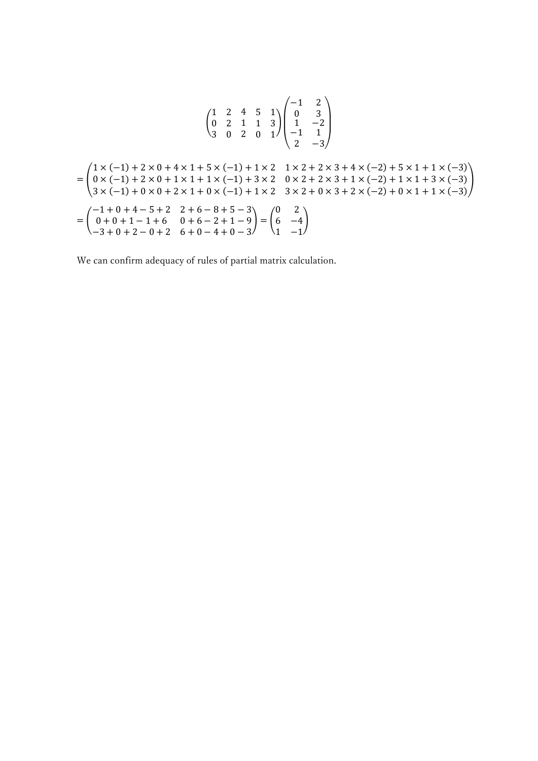$$
\begin{pmatrix} 1 & 2 & 4 & 5 & 1 \\ 0 & 2 & 1 & 1 & 3 \\ 3 & 0 & 2 & 0 & 1 \end{pmatrix}
\begin{pmatrix} -1 & 2 \\ 0 & 3 \\ 1 & -2 \\ -1 & 1 \\ 2 & -3 \end{pmatrix}
$$

$$
= \begin{pmatrix}
1\times(-1)+2\times 0+4\times 1+5\times(-1)+1\times 2 & 1\times 2+2\times 3+4\times(-2)+5\times 1+1\times(-3) \\
0\times(-1)+2\times 0+1\times 1+1\times(-1)+3\times 2 & 0\times 2+2\times 3+1\times(-2)+1\times 1+3\times(-3) \\
3\times(-1)+0\times 0+2\times 1+0\times(-1)+1\times 2 & 3\times 2+0\times 3+2\times(-2)+0\times 1+1\times(-3)
\end{pmatrix}
$$

$$
= \begin{pmatrix}
-1+0+4-5+2 & 2+6-8+5-3 \\
0+0+1-1+6 & 0+6-2+1-9 \\
-3+0+2-0+2 & 6+0-4+0-3
\end{pmatrix}
= \begin{pmatrix} 0 & 2 \\ 6 & -4 \\ 1 & -1 \end{pmatrix}
$$

We can confirm adequacy of rules of partial matrix calculation.